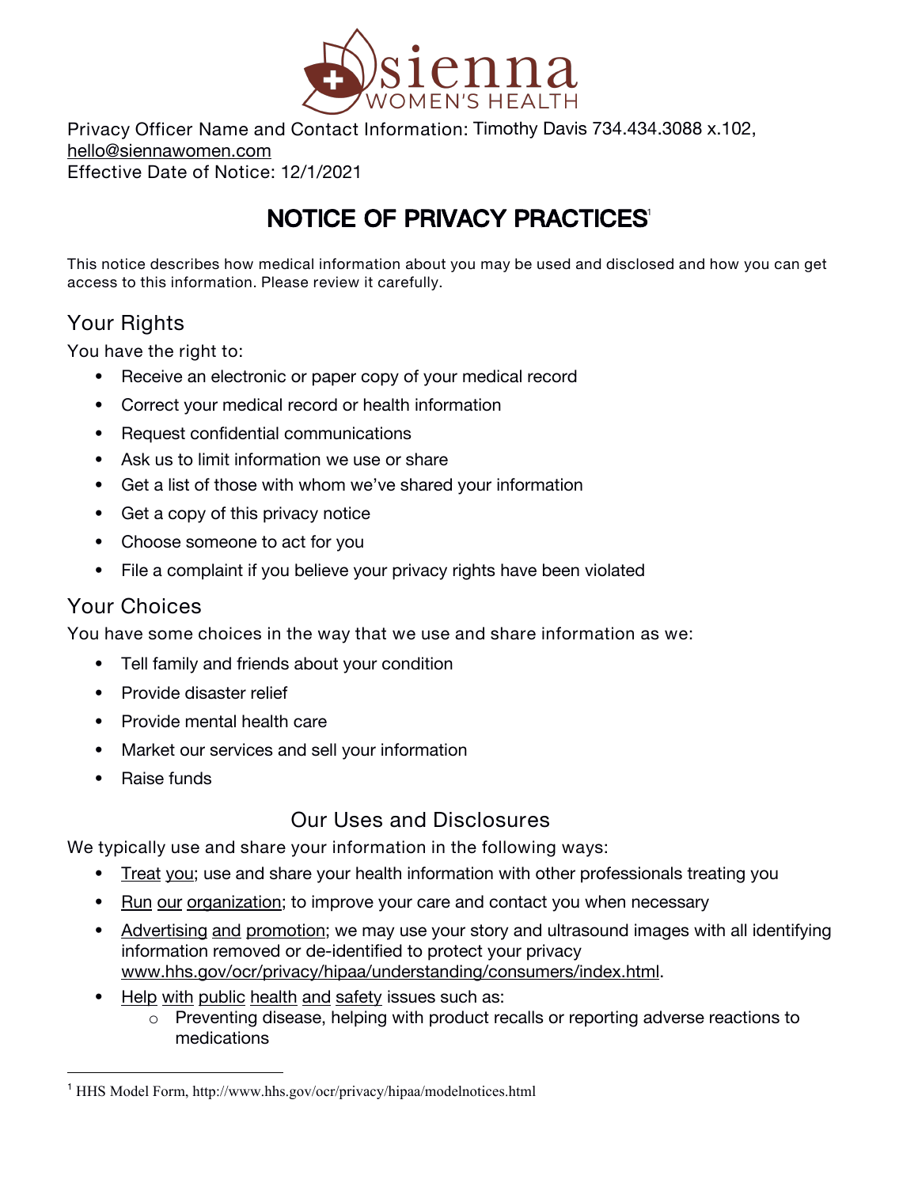sienna WOMEN'S HEALTH

Privacy Officer Name and Contact Information: Timothy Davis 734.434.3088 x.102, hello@siennawomen.com
Effective Date of Notice: 12/1/2021

# NOTICE OF PRIVACY PRACTICES[1]

This notice describes how medical information about you may be used and disclosed and how you can get access to this information. Please review it carefully.

## Your Rights

You have the right to:

- Receive an electronic or paper copy of your medical record
- Correct your medical record or health information
- Request confidential communications
- Ask us to limit information we use or share
- Get a list of those with whom we've shared your information
- Get a copy of this privacy notice
- Choose someone to act for you
- File a complaint if you believe your privacy rights have been violated

## Your Choices

You have some choices in the way that we use and share information as we:

- Tell family and friends about your condition
- Provide disaster relief
- Provide mental health care
- Market our services and sell your information
- Raise funds

## Our Uses and Disclosures

We typically use and share your information in the following ways:

- Treat you; use and share your health information with other professionals treating you
- Run our organization; to improve your care and contact you when necessary
- Advertising and promotion; we may use your story and ultrasound images with all identifying information removed or de-identified to protect your privacy www.hhs.gov/ocr/privacy/hipaa/understanding/consumers/index.html.
- Help with public health and safety issues such as:
  - Preventing disease, helping with product recalls or reporting adverse reactions to medications

[1] HHS Model Form, http://www.hhs.gov/ocr/privacy/hipaa/modelnotices.html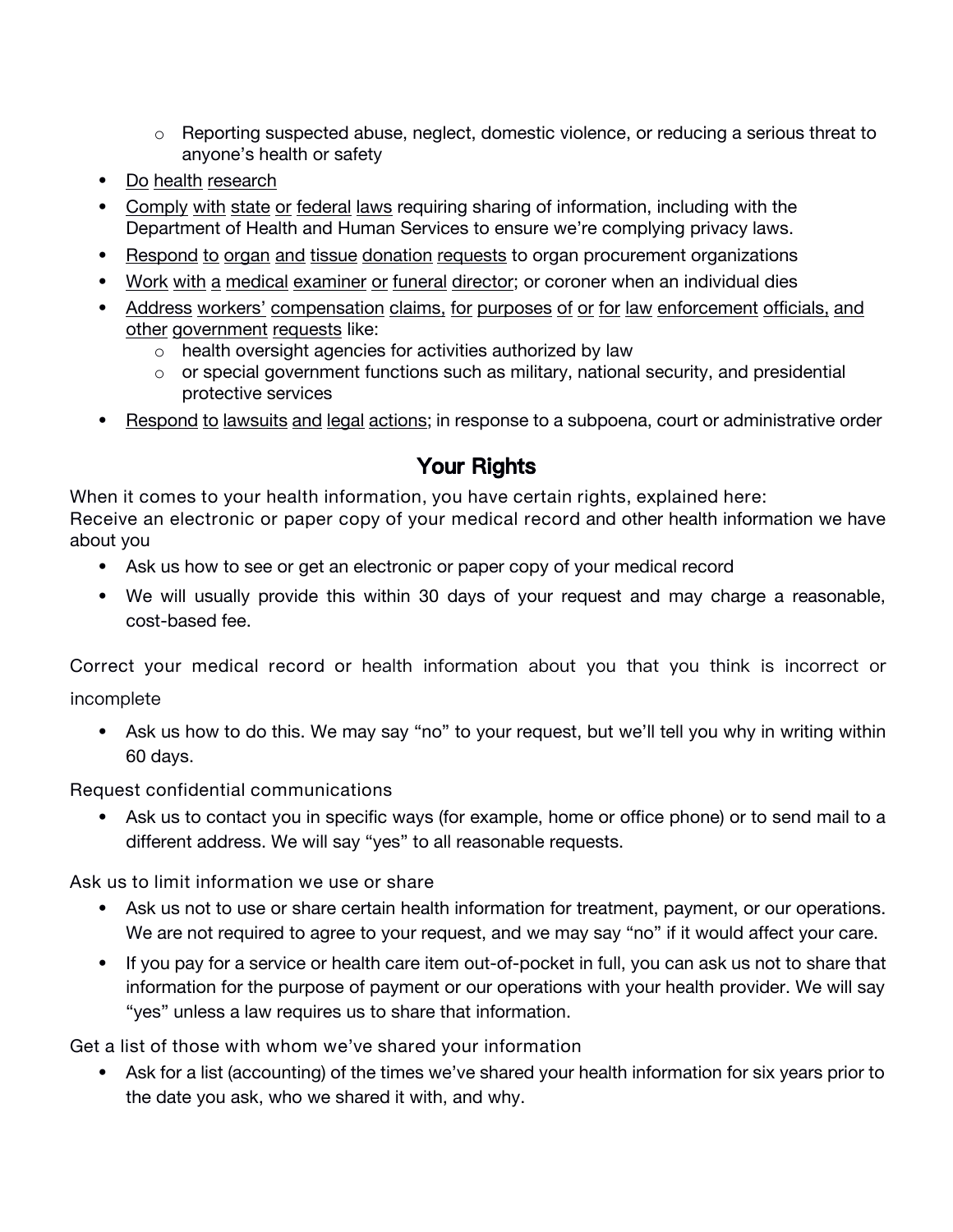- Reporting suspected abuse, neglect, domestic violence, or reducing a serious threat to anyone's health or safety
- Do health research
- Comply with state or federal laws requiring sharing of information, including with the Department of Health and Human Services to ensure we're complying privacy laws.
- Respond to organ and tissue donation requests to organ procurement organizations
- Work with a medical examiner or funeral director; or coroner when an individual dies
- Address workers' compensation claims, for purposes of or for law enforcement officials, and other government requests like:
  - health oversight agencies for activities authorized by law
  - or special government functions such as military, national security, and presidential protective services
- Respond to lawsuits and legal actions; in response to a subpoena, court or administrative order

## Your Rights

When it comes to your health information, you have certain rights, explained here:

Receive an electronic or paper copy of your medical record and other health information we have about you

- Ask us how to see or get an electronic or paper copy of your medical record
- We will usually provide this within 30 days of your request and may charge a reasonable, cost-based fee.

Correct your medical record or health information about you that you think is incorrect or incomplete

- Ask us how to do this. We may say "no" to your request, but we'll tell you why in writing within 60 days.

Request confidential communications

- Ask us to contact you in specific ways (for example, home or office phone) or to send mail to a different address. We will say "yes" to all reasonable requests.

Ask us to limit information we use or share

- Ask us not to use or share certain health information for treatment, payment, or our operations. We are not required to agree to your request, and we may say "no" if it would affect your care.
- If you pay for a service or health care item out-of-pocket in full, you can ask us not to share that information for the purpose of payment or our operations with your health provider. We will say "yes" unless a law requires us to share that information.

Get a list of those with whom we've shared your information

- Ask for a list (accounting) of the times we've shared your health information for six years prior to the date you ask, who we shared it with, and why.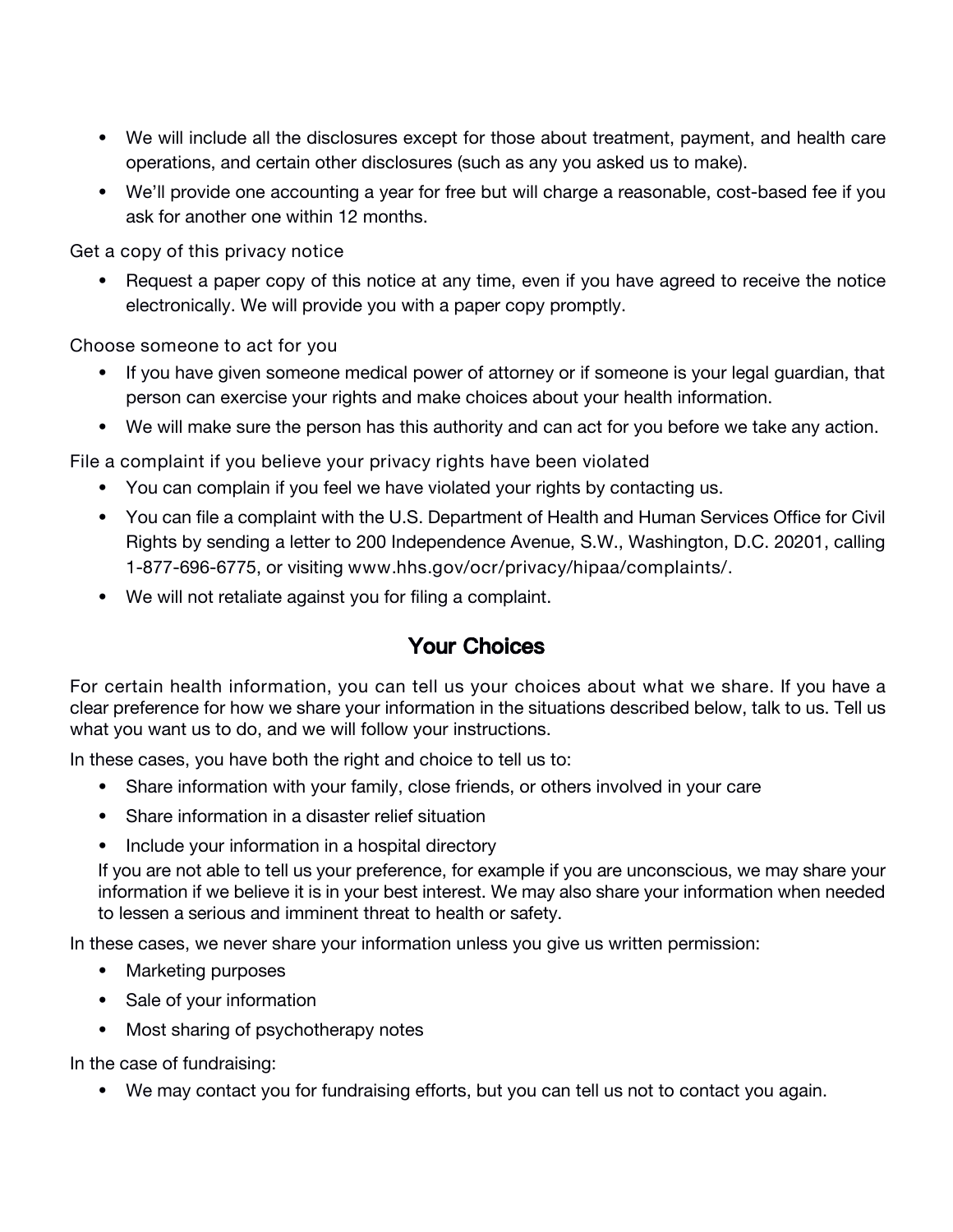- We will include all the disclosures except for those about treatment, payment, and health care operations, and certain other disclosures (such as any you asked us to make).
- We'll provide one accounting a year for free but will charge a reasonable, cost-based fee if you ask for another one within 12 months.

Get a copy of this privacy notice

- Request a paper copy of this notice at any time, even if you have agreed to receive the notice electronically. We will provide you with a paper copy promptly.

Choose someone to act for you

- If you have given someone medical power of attorney or if someone is your legal guardian, that person can exercise your rights and make choices about your health information.
- We will make sure the person has this authority and can act for you before we take any action.

File a complaint if you believe your privacy rights have been violated

- You can complain if you feel we have violated your rights by contacting us.
- You can file a complaint with the U.S. Department of Health and Human Services Office for Civil Rights by sending a letter to 200 Independence Avenue, S.W., Washington, D.C. 20201, calling 1-877-696-6775, or visiting www.hhs.gov/ocr/privacy/hipaa/complaints/.
- We will not retaliate against you for filing a complaint.

## Your Choices

For certain health information, you can tell us your choices about what we share. If you have a clear preference for how we share your information in the situations described below, talk to us. Tell us what you want us to do, and we will follow your instructions.

In these cases, you have both the right and choice to tell us to:

- Share information with your family, close friends, or others involved in your care
- Share information in a disaster relief situation
- Include your information in a hospital directory

If you are not able to tell us your preference, for example if you are unconscious, we may share your information if we believe it is in your best interest. We may also share your information when needed to lessen a serious and imminent threat to health or safety.

In these cases, we never share your information unless you give us written permission:

- Marketing purposes
- Sale of your information
- Most sharing of psychotherapy notes

In the case of fundraising:

- We may contact you for fundraising efforts, but you can tell us not to contact you again.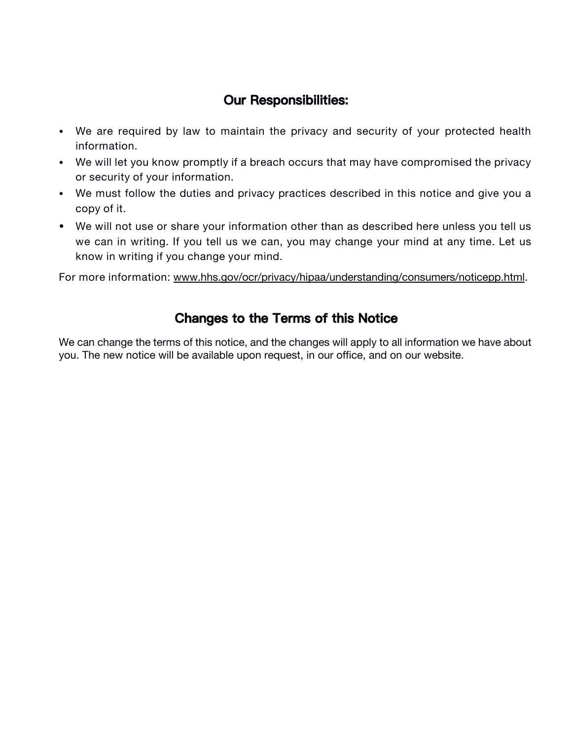## Our Responsibilities:

- We are required by law to maintain the privacy and security of your protected health information.
- We will let you know promptly if a breach occurs that may have compromised the privacy or security of your information.
- We must follow the duties and privacy practices described in this notice and give you a copy of it.
- We will not use or share your information other than as described here unless you tell us we can in writing. If you tell us we can, you may change your mind at any time. Let us know in writing if you change your mind.

For more information: www.hhs.gov/ocr/privacy/hipaa/understanding/consumers/noticepp.html.

## Changes to the Terms of this Notice

We can change the terms of this notice, and the changes will apply to all information we have about you. The new notice will be available upon request, in our office, and on our website.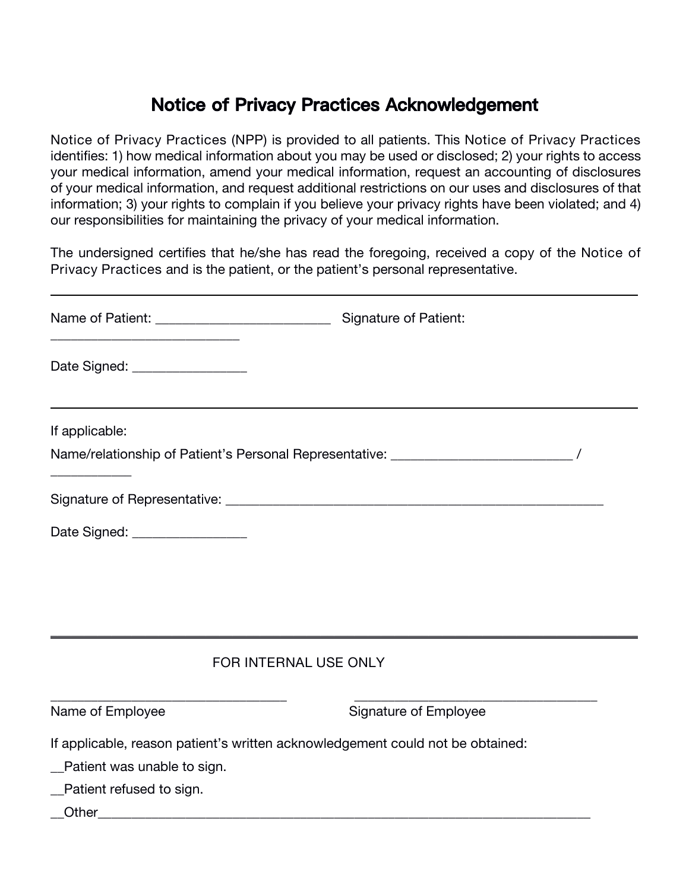# Notice of Privacy Practices Acknowledgement

Notice of Privacy Practices (NPP) is provided to all patients. This Notice of Privacy Practices identifies: 1) how medical information about you may be used or disclosed; 2) your rights to access your medical information, amend your medical information, request an accounting of disclosures of your medical information, and request additional restrictions on our uses and disclosures of that information; 3) your rights to complain if you believe your privacy rights have been violated; and 4) our responsibilities for maintaining the privacy of your medical information.

The undersigned certifies that he/she has read the foregoing, received a copy of the Notice of Privacy Practices and is the patient, or the patient's personal representative.

---

Name of Patient: _________________________ Signature of Patient: ___________________________

Date Signed: ________________

---

If applicable:

Name/relationship of Patient's Personal Representative: __________________________ / ___________

Signature of Representative: ________________________________________________________

Date Signed: ________________

---

FOR INTERNAL USE ONLY

__________________________________ ___________________________________

Name of Employee Signature of Employee

If applicable, reason patient's written acknowledgement could not be obtained:

__Patient was unable to sign.

__Patient refused to sign.

__Other________________________________________________________________________